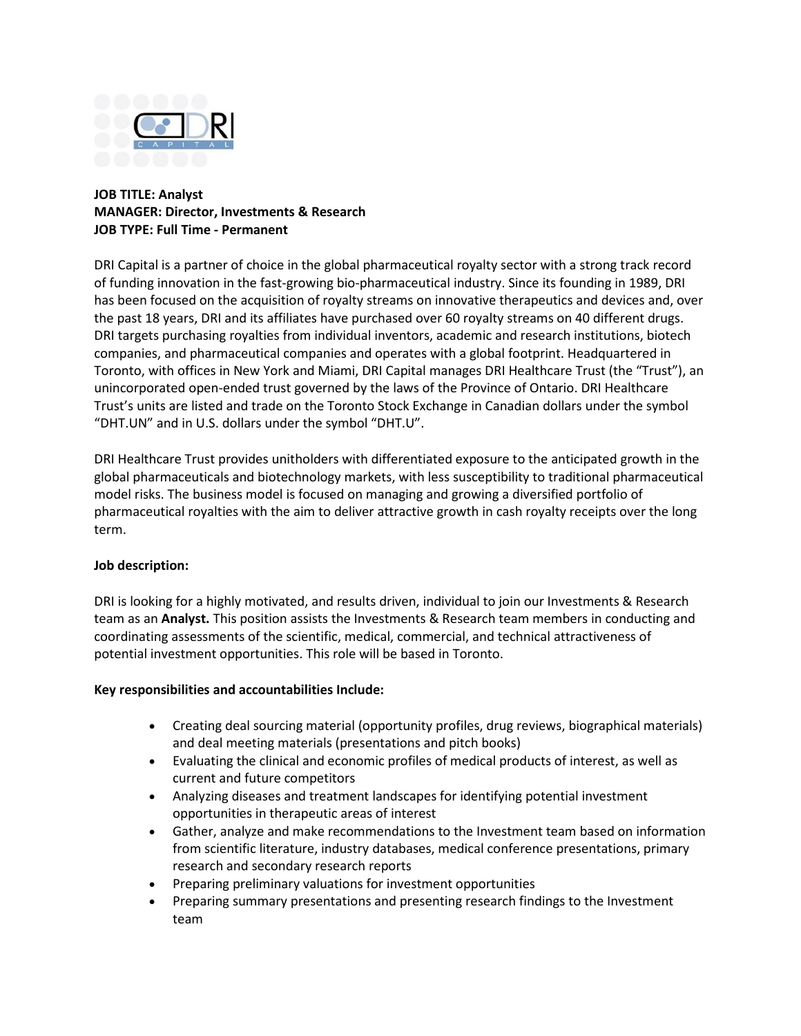**JOB TITLE: Analyst**
**MANAGER: Director, Investments & Research**
**JOB TYPE: Full Time - Permanent**

DRI Capital is a partner of choice in the global pharmaceutical royalty sector with a strong track record of funding innovation in the fast-growing bio-pharmaceutical industry. Since its founding in 1989, DRI has been focused on the acquisition of royalty streams on innovative therapeutics and devices and, over the past 18 years, DRI and its affiliates have purchased over 60 royalty streams on 40 different drugs. DRI targets purchasing royalties from individual inventors, academic and research institutions, biotech companies, and pharmaceutical companies and operates with a global footprint. Headquartered in Toronto, with offices in New York and Miami, DRI Capital manages DRI Healthcare Trust (the "Trust"), an unincorporated open-ended trust governed by the laws of the Province of Ontario. DRI Healthcare Trust's units are listed and trade on the Toronto Stock Exchange in Canadian dollars under the symbol "DHT.UN" and in U.S. dollars under the symbol "DHT.U".

DRI Healthcare Trust provides unitholders with differentiated exposure to the anticipated growth in the global pharmaceuticals and biotechnology markets, with less susceptibility to traditional pharmaceutical model risks. The business model is focused on managing and growing a diversified portfolio of pharmaceutical royalties with the aim to deliver attractive growth in cash royalty receipts over the long term.

**Job description:**

DRI is looking for a highly motivated, and results driven, individual to join our Investments & Research team as an **Analyst.** This position assists the Investments & Research team members in conducting and coordinating assessments of the scientific, medical, commercial, and technical attractiveness of potential investment opportunities. This role will be based in Toronto.

**Key responsibilities and accountabilities Include:**

- Creating deal sourcing material (opportunity profiles, drug reviews, biographical materials) and deal meeting materials (presentations and pitch books)
- Evaluating the clinical and economic profiles of medical products of interest, as well as current and future competitors
- Analyzing diseases and treatment landscapes for identifying potential investment opportunities in therapeutic areas of interest
- Gather, analyze and make recommendations to the Investment team based on information from scientific literature, industry databases, medical conference presentations, primary research and secondary research reports
- Preparing preliminary valuations for investment opportunities
- Preparing summary presentations and presenting research findings to the Investment team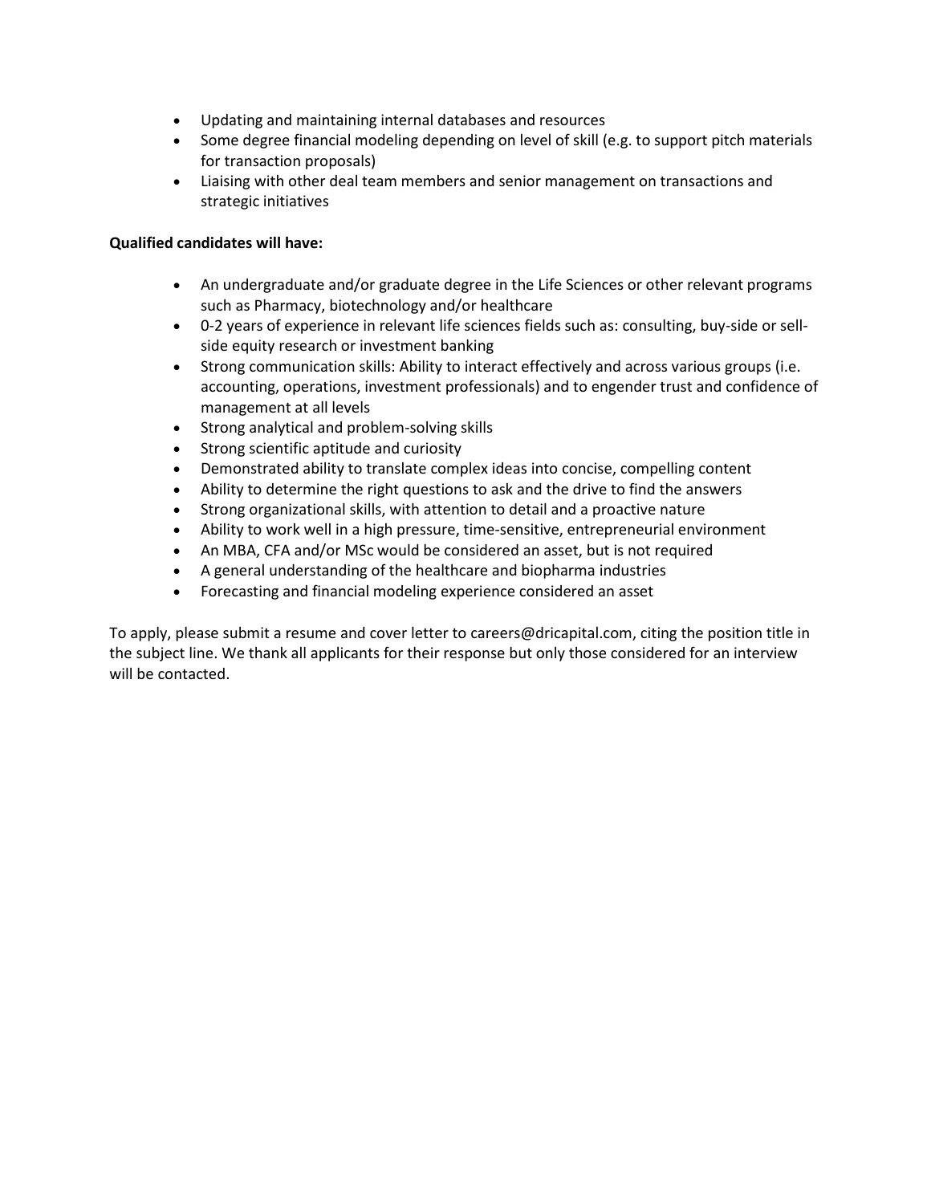- Updating and maintaining internal databases and resources
- Some degree financial modeling depending on level of skill (e.g. to support pitch materials for transaction proposals)
- Liaising with other deal team members and senior management on transactions and strategic initiatives

**Qualified candidates will have:**

- An undergraduate and/or graduate degree in the Life Sciences or other relevant programs such as Pharmacy, biotechnology and/or healthcare
- 0-2 years of experience in relevant life sciences fields such as: consulting, buy-side or sell-side equity research or investment banking
- Strong communication skills: Ability to interact effectively and across various groups (i.e. accounting, operations, investment professionals) and to engender trust and confidence of management at all levels
- Strong analytical and problem-solving skills
- Strong scientific aptitude and curiosity
- Demonstrated ability to translate complex ideas into concise, compelling content
- Ability to determine the right questions to ask and the drive to find the answers
- Strong organizational skills, with attention to detail and a proactive nature
- Ability to work well in a high pressure, time-sensitive, entrepreneurial environment
- An MBA, CFA and/or MSc would be considered an asset, but is not required
- A general understanding of the healthcare and biopharma industries
- Forecasting and financial modeling experience considered an asset

To apply, please submit a resume and cover letter to careers@dricapital.com, citing the position title in the subject line. We thank all applicants for their response but only those considered for an interview will be contacted.